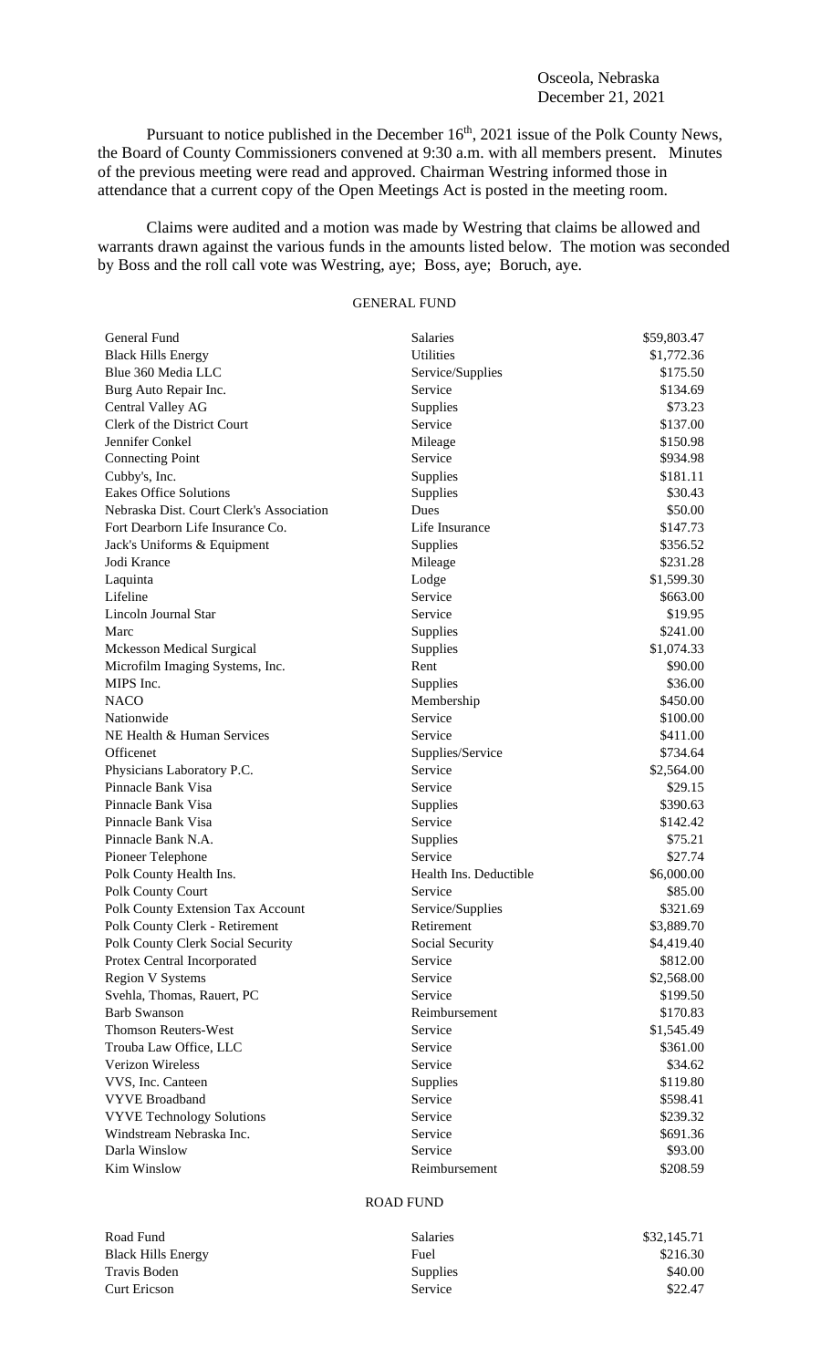Osceola, Nebraska
December 21, 2021

Pursuant to notice published in the December 16th, 2021 issue of the Polk County News, the Board of County Commissioners convened at 9:30 a.m. with all members present. Minutes of the previous meeting were read and approved. Chairman Westring informed those in attendance that a current copy of the Open Meetings Act is posted in the meeting room.

Claims were audited and a motion was made by Westring that claims be allowed and warrants drawn against the various funds in the amounts listed below. The motion was seconded by Boss and the roll call vote was Westring, aye; Boss, aye; Boruch, aye.

## GENERAL FUND

| | | |
|---|---|---|
| General Fund | Salaries | $59,803.47 |
| Black Hills Energy | Utilities | $1,772.36 |
| Blue 360 Media LLC | Service/Supplies | $175.50 |
| Burg Auto Repair Inc. | Service | $134.69 |
| Central Valley AG | Supplies | $73.23 |
| Clerk of the District Court | Service | $137.00 |
| Jennifer Conkel | Mileage | $150.98 |
| Connecting Point | Service | $934.98 |
| Cubby's, Inc. | Supplies | $181.11 |
| Eakes Office Solutions | Supplies | $30.43 |
| Nebraska Dist. Court Clerk's Association | Dues | $50.00 |
| Fort Dearborn Life Insurance Co. | Life Insurance | $147.73 |
| Jack's Uniforms & Equipment | Supplies | $356.52 |
| Jodi Krance | Mileage | $231.28 |
| Laquinta | Lodge | $1,599.30 |
| Lifeline | Service | $663.00 |
| Lincoln Journal Star | Service | $19.95 |
| Marc | Supplies | $241.00 |
| Mckesson Medical Surgical | Supplies | $1,074.33 |
| Microfilm Imaging Systems, Inc. | Rent | $90.00 |
| MIPS Inc. | Supplies | $36.00 |
| NACO | Membership | $450.00 |
| Nationwide | Service | $100.00 |
| NE Health & Human Services | Service | $411.00 |
| Officenet | Supplies/Service | $734.64 |
| Physicians Laboratory P.C. | Service | $2,564.00 |
| Pinnacle Bank Visa | Service | $29.15 |
| Pinnacle Bank Visa | Supplies | $390.63 |
| Pinnacle Bank Visa | Service | $142.42 |
| Pinnacle Bank N.A. | Supplies | $75.21 |
| Pioneer Telephone | Service | $27.74 |
| Polk County Health Ins. | Health Ins. Deductible | $6,000.00 |
| Polk County Court | Service | $85.00 |
| Polk County Extension Tax Account | Service/Supplies | $321.69 |
| Polk County Clerk - Retirement | Retirement | $3,889.70 |
| Polk County Clerk Social Security | Social Security | $4,419.40 |
| Protex Central Incorporated | Service | $812.00 |
| Region V Systems | Service | $2,568.00 |
| Svehla, Thomas, Rauert, PC | Service | $199.50 |
| Barb Swanson | Reimbursement | $170.83 |
| Thomson Reuters-West | Service | $1,545.49 |
| Trouba Law Office, LLC | Service | $361.00 |
| Verizon Wireless | Service | $34.62 |
| VVS, Inc. Canteen | Supplies | $119.80 |
| VYVE Broadband | Service | $598.41 |
| VYVE Technology Solutions | Service | $239.32 |
| Windstream Nebraska Inc. | Service | $691.36 |
| Darla Winslow | Service | $93.00 |
| Kim Winslow | Reimbursement | $208.59 |

## ROAD FUND

| | | |
|---|---|---|
| Road Fund | Salaries | $32,145.71 |
| Black Hills Energy | Fuel | $216.30 |
| Travis Boden | Supplies | $40.00 |
| Curt Ericson | Service | $22.47 |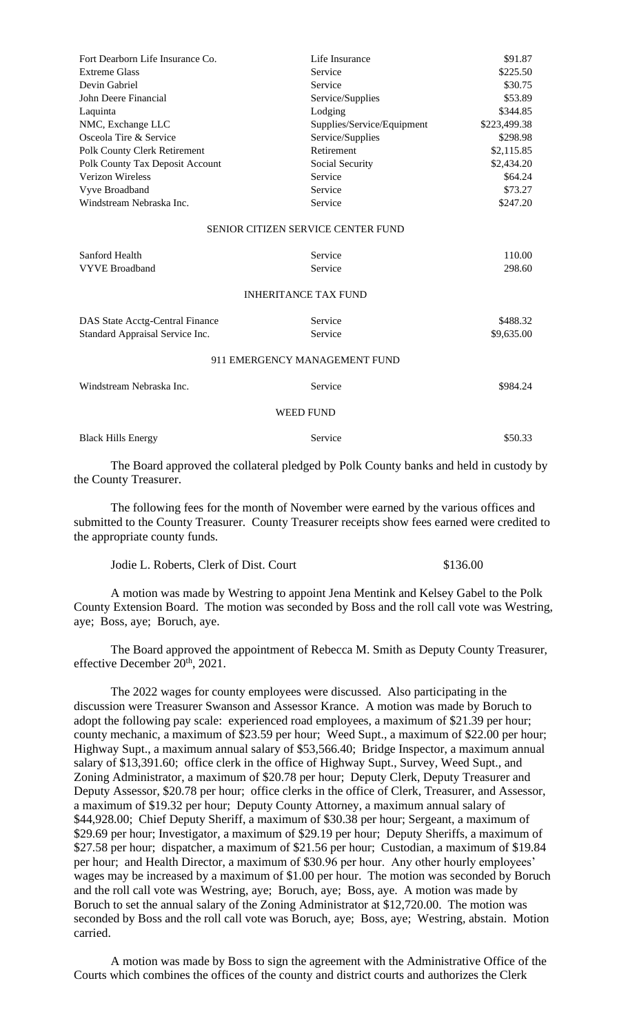| | | |
|---|---|---|
| Fort Dearborn Life Insurance Co. | Life Insurance | \$91.87 |
| Extreme Glass | Service | \$225.50 |
| Devin Gabriel | Service | \$30.75 |
| John Deere Financial | Service/Supplies | \$53.89 |
| Laquinta | Lodging | \$344.85 |
| NMC, Exchange LLC | Supplies/Service/Equipment | \$223,499.38 |
| Osceola Tire & Service | Service/Supplies | \$298.98 |
| Polk County Clerk Retirement | Retirement | \$2,115.85 |
| Polk County Tax Deposit Account | Social Security | \$2,434.20 |
| Verizon Wireless | Service | \$64.24 |
| Vyve Broadband | Service | \$73.27 |
| Windstream Nebraska Inc. | Service | \$247.20 |

SENIOR CITIZEN SERVICE CENTER FUND

| | | |
|---|---|---|
| Sanford Health | Service | 110.00 |
| VYVE Broadband | Service | 298.60 |

INHERITANCE TAX FUND

| | | |
|---|---|---|
| DAS State Acctg-Central Finance | Service | \$488.32 |
| Standard Appraisal Service Inc. | Service | \$9,635.00 |

911 EMERGENCY MANAGEMENT FUND

| | | |
|---|---|---|
| Windstream Nebraska Inc. | Service | \$984.24 |

WEED FUND

| | | |
|---|---|---|
| Black Hills Energy | Service | \$50.33 |

The Board approved the collateral pledged by Polk County banks and held in custody by the County Treasurer.

The following fees for the month of November were earned by the various offices and submitted to the County Treasurer. County Treasurer receipts show fees earned were credited to the appropriate county funds.

Jodie L. Roberts, Clerk of Dist. Court \$136.00

A motion was made by Westring to appoint Jena Mentink and Kelsey Gabel to the Polk County Extension Board. The motion was seconded by Boss and the roll call vote was Westring, aye; Boss, aye; Boruch, aye.

The Board approved the appointment of Rebecca M. Smith as Deputy County Treasurer, effective December 20th, 2021.

The 2022 wages for county employees were discussed. Also participating in the discussion were Treasurer Swanson and Assessor Krance. A motion was made by Boruch to adopt the following pay scale: experienced road employees, a maximum of \$21.39 per hour; county mechanic, a maximum of \$23.59 per hour; Weed Supt., a maximum of \$22.00 per hour; Highway Supt., a maximum annual salary of \$53,566.40; Bridge Inspector, a maximum annual salary of \$13,391.60; office clerk in the office of Highway Supt., Survey, Weed Supt., and Zoning Administrator, a maximum of \$20.78 per hour; Deputy Clerk, Deputy Treasurer and Deputy Assessor, \$20.78 per hour; office clerks in the office of Clerk, Treasurer, and Assessor, a maximum of \$19.32 per hour; Deputy County Attorney, a maximum annual salary of \$44,928.00; Chief Deputy Sheriff, a maximum of \$30.38 per hour; Sergeant, a maximum of \$29.69 per hour; Investigator, a maximum of \$29.19 per hour; Deputy Sheriffs, a maximum of \$27.58 per hour; dispatcher, a maximum of \$21.56 per hour; Custodian, a maximum of \$19.84 per hour; and Health Director, a maximum of \$30.96 per hour. Any other hourly employees' wages may be increased by a maximum of \$1.00 per hour. The motion was seconded by Boruch and the roll call vote was Westring, aye; Boruch, aye; Boss, aye. A motion was made by Boruch to set the annual salary of the Zoning Administrator at \$12,720.00. The motion was seconded by Boss and the roll call vote was Boruch, aye; Boss, aye; Westring, abstain. Motion carried.

A motion was made by Boss to sign the agreement with the Administrative Office of the Courts which combines the offices of the county and district courts and authorizes the Clerk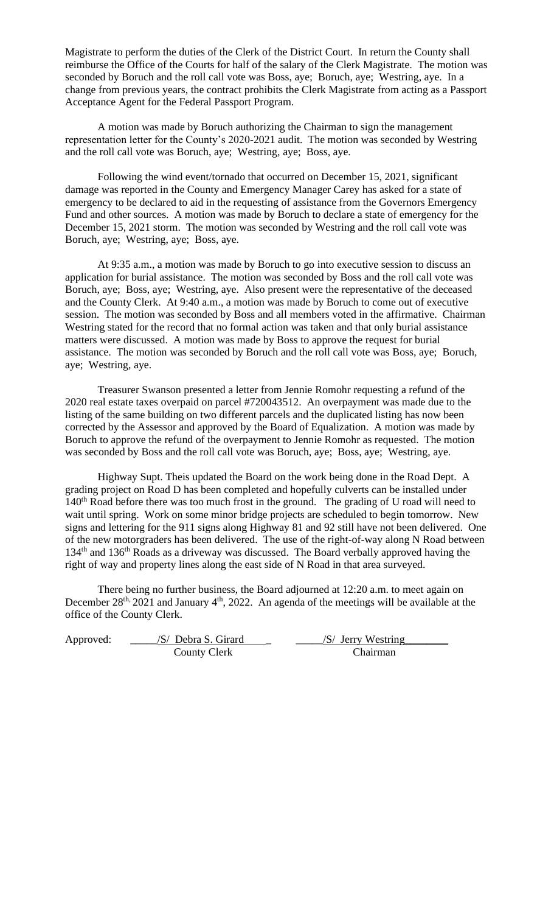Magistrate to perform the duties of the Clerk of the District Court. In return the County shall reimburse the Office of the Courts for half of the salary of the Clerk Magistrate. The motion was seconded by Boruch and the roll call vote was Boss, aye; Boruch, aye; Westring, aye. In a change from previous years, the contract prohibits the Clerk Magistrate from acting as a Passport Acceptance Agent for the Federal Passport Program.

A motion was made by Boruch authorizing the Chairman to sign the management representation letter for the County's 2020-2021 audit. The motion was seconded by Westring and the roll call vote was Boruch, aye; Westring, aye; Boss, aye.

Following the wind event/tornado that occurred on December 15, 2021, significant damage was reported in the County and Emergency Manager Carey has asked for a state of emergency to be declared to aid in the requesting of assistance from the Governors Emergency Fund and other sources. A motion was made by Boruch to declare a state of emergency for the December 15, 2021 storm. The motion was seconded by Westring and the roll call vote was Boruch, aye; Westring, aye; Boss, aye.

At 9:35 a.m., a motion was made by Boruch to go into executive session to discuss an application for burial assistance. The motion was seconded by Boss and the roll call vote was Boruch, aye; Boss, aye; Westring, aye. Also present were the representative of the deceased and the County Clerk. At 9:40 a.m., a motion was made by Boruch to come out of executive session. The motion was seconded by Boss and all members voted in the affirmative. Chairman Westring stated for the record that no formal action was taken and that only burial assistance matters were discussed. A motion was made by Boss to approve the request for burial assistance. The motion was seconded by Boruch and the roll call vote was Boss, aye; Boruch, aye; Westring, aye.

Treasurer Swanson presented a letter from Jennie Romohr requesting a refund of the 2020 real estate taxes overpaid on parcel #720043512. An overpayment was made due to the listing of the same building on two different parcels and the duplicated listing has now been corrected by the Assessor and approved by the Board of Equalization. A motion was made by Boruch to approve the refund of the overpayment to Jennie Romohr as requested. The motion was seconded by Boss and the roll call vote was Boruch, aye; Boss, aye; Westring, aye.

Highway Supt. Theis updated the Board on the work being done in the Road Dept. A grading project on Road D has been completed and hopefully culverts can be installed under 140th Road before there was too much frost in the ground. The grading of U road will need to wait until spring. Work on some minor bridge projects are scheduled to begin tomorrow. New signs and lettering for the 911 signs along Highway 81 and 92 still have not been delivered. One of the new motorgraders has been delivered. The use of the right-of-way along N Road between 134th and 136th Roads as a driveway was discussed. The Board verbally approved having the right of way and property lines along the east side of N Road in that area surveyed.

There being no further business, the Board adjourned at 12:20 a.m. to meet again on December 28th, 2021 and January 4th, 2022. An agenda of the meetings will be available at the office of the County Clerk.

Approved: /S/ Debra S. Girard — County Clerk

/S/ Jerry Westring — Chairman